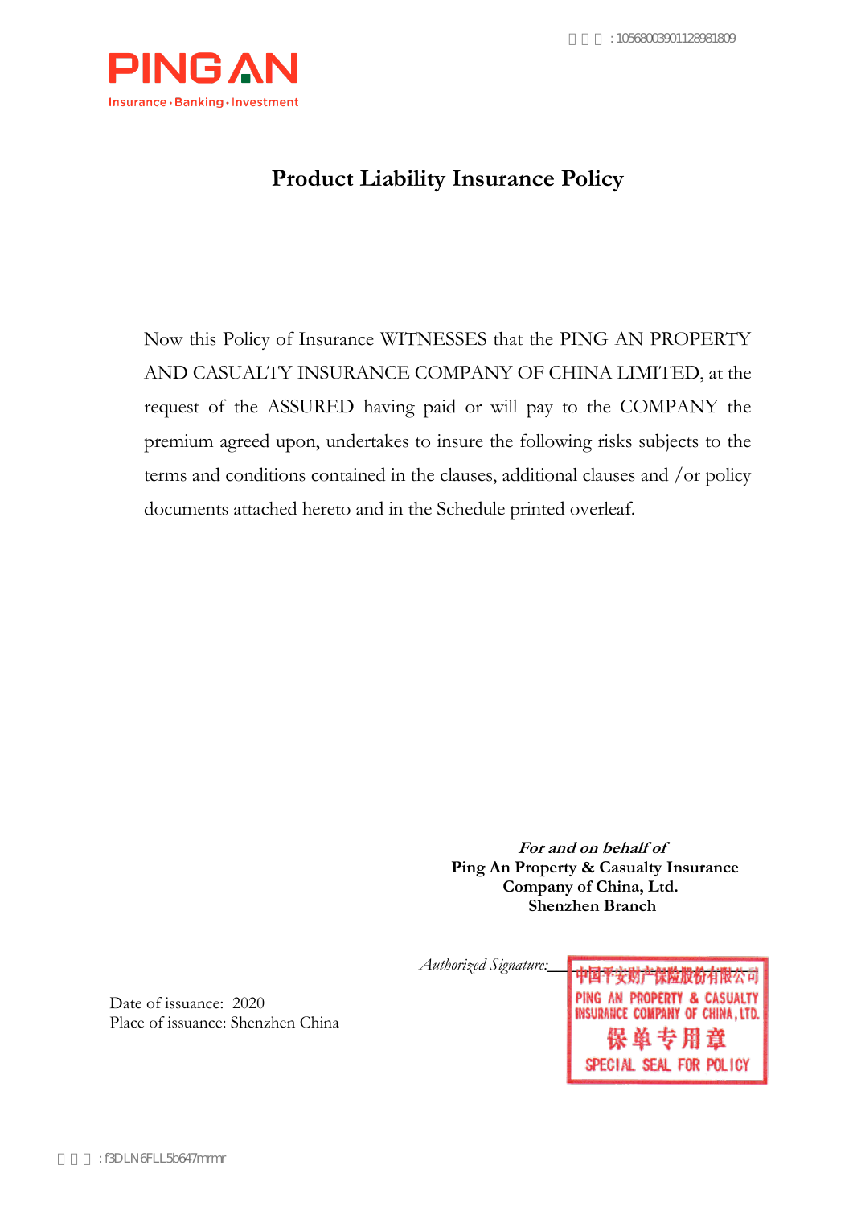# Product Liability Insurance Policy

Now this Policy of Insurance WITNESSES that the PING AN PROPERTY AND CASUALTY INSURANCE COMPANY OF CHINA LIMITED, at the request of the ASSURED having paid or will pay to the COMPANY the premium agreed upon, undertakes to insure the following risks subjects to the terms and conditions contained in the clauses, additional clauses and /or policy documents attached hereto and in the Schedule printed overleaf.

***For and on behalf of***
**Ping An Property & Casualty Insurance Company of China, Ltd.**
**Shenzhen Branch**

*Authorized Signature:*

中国平安财产保险股份有限公司
PING AN PROPERTY & CASUALTY INSURANCE COMPANY OF CHINA, LTD.
保单专用章
SPECIAL SEAL FOR POLICY

Date of issuance: 2020
Place of issuance: Shenzhen China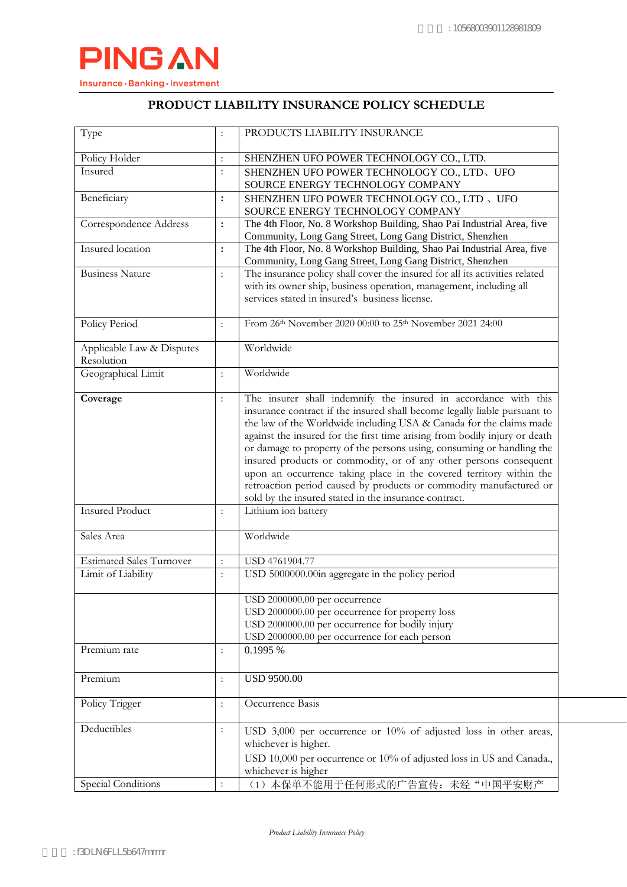PINGAN

Insurance · Banking · Investment

# PRODUCT LIABILITY INSURANCE POLICY SCHEDULE

| Type | : | PRODUCTS LIABILITY INSURANCE |
|---|---|---|
| Policy Holder | : | SHENZHEN UFO POWER TECHNOLOGY CO., LTD. |
| Insured | : | SHENZHEN UFO POWER TECHNOLOGY CO., LTD、UFO SOURCE ENERGY TECHNOLOGY COMPANY |
| Beneficiary | : | SHENZHEN UFO POWER TECHNOLOGY CO., LTD 、UFO SOURCE ENERGY TECHNOLOGY COMPANY |
| Correspondence Address | : | The 4th Floor, No. 8 Workshop Building, Shao Pai Industrial Area, five Community, Long Gang Street, Long Gang District, Shenzhen |
| Insured location | : | The 4th Floor, No. 8 Workshop Building, Shao Pai Industrial Area, five Community, Long Gang Street, Long Gang District, Shenzhen |
| Business Nature | : | The insurance policy shall cover the insured for all its activities related with its owner ship, business operation, management, including all services stated in insured's business license. |
| Policy Period | : | From 26th November 2020 00:00 to 25th November 2021 24:00 |
| Applicable Law & Disputes Resolution | | Worldwide |
| Geographical Limit | : | Worldwide |
| **Coverage** | : | The insurer shall indemnify the insured in accordance with this insurance contract if the insured shall become legally liable pursuant to the law of the Worldwide including USA & Canada for the claims made against the insured for the first time arising from bodily injury or death or damage to property of the persons using, consuming or handling the insured products or commodity, or of any other persons consequent upon an occurrence taking place in the covered territory within the retroaction period caused by products or commodity manufactured or sold by the insured stated in the insurance contract. |
| Insured Product | : | Lithium ion battery |
| Sales Area | | Worldwide |
| Estimated Sales Turnover | : | USD 4761904.77 |
| Limit of Liability | : | USD 5000000.00in aggregate in the policy period |
| | | USD 2000000.00 per occurrence<br>USD 2000000.00 per occurrence for property loss<br>USD 2000000.00 per occurrence for bodily injury<br>USD 2000000.00 per occurrence for each person |
| Premium rate | : | 0.1995 % |
| Premium | : | USD 9500.00 |
| Policy Trigger | : | Occurrence Basis |
| Deductibles | : | USD 3,000 per occurrence or 10% of adjusted loss in other areas, whichever is higher.<br>USD 10,000 per occurrence or 10% of adjusted loss in US and Canada., whichever is higher |
| Special Conditions | : | （1）本保单不能用于任何形式的广告宣传：未经"中国平安财产 |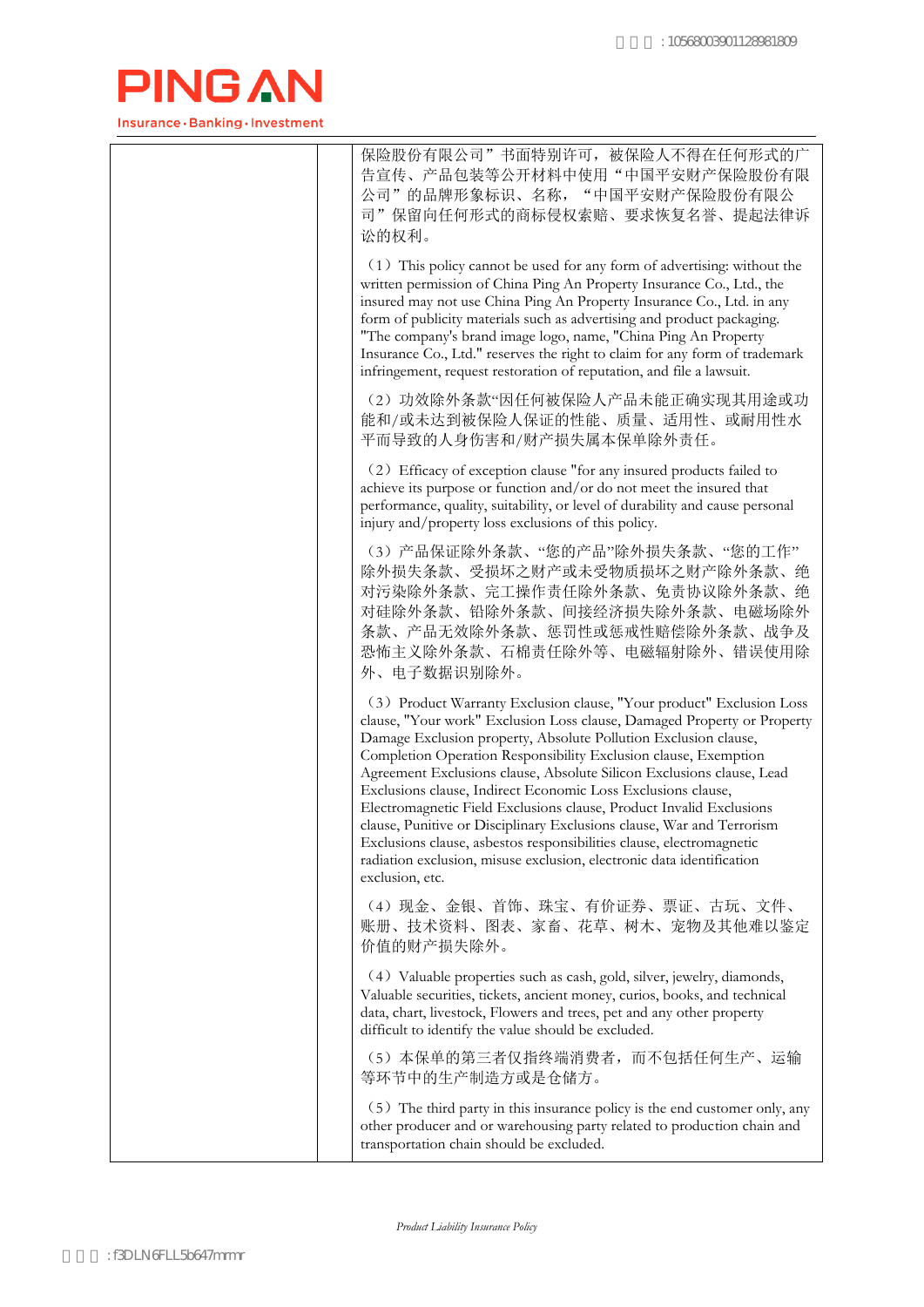| | | 保险股份有限公司”书面特别许可，被保险人不得在任何形式的广告宣传、产品包装等公开材料中使用“中国平安财产保险股份有限公司”的品牌形象标识、名称，“中国平安财产保险股份有限公司”保留向任何形式的商标侵权索赔、要求恢复名誉、提起法律诉讼的权利。<br><br>（1）This policy cannot be used for any form of advertising: without the written permission of China Ping An Property Insurance Co., Ltd., the insured may not use China Ping An Property Insurance Co., Ltd. in any form of publicity materials such as advertising and product packaging. "The company's brand image logo, name, "China Ping An Property Insurance Co., Ltd." reserves the right to claim for any form of trademark infringement, request restoration of reputation, and file a lawsuit.<br><br>（2）功效除外条款“因任何被保险人产品未能正确实现其用途或功能和/或未达到被保险人保证的性能、质量、适用性、或耐用性水平而导致的人身伤害和/财产损失属本保单除外责任。<br><br>（2）Efficacy of exception clause "for any insured products failed to achieve its purpose or function and/or do not meet the insured that performance, quality, suitability, or level of durability and cause personal injury and/property loss exclusions of this policy.<br><br>（3）产品保证除外条款、“您的产品”除外损失条款、“您的工作”除外损失条款、受损坏之财产或未受物质损坏之财产除外条款、绝对污染除外条款、完工操作责任除外条款、免责协议除外条款、绝对硅除外条款、铅除外条款、间接经济损失除外条款、电磁场除外条款、产品无效除外条款、惩罚性或惩戒性赔偿除外条款、战争及恐怖主义除外条款、石棉责任除外等、电磁辐射除外、错误使用除外、电子数据识别除外。<br><br>（3）Product Warranty Exclusion clause, "Your product" Exclusion Loss clause, "Your work" Exclusion Loss clause, Damaged Property or Property Damage Exclusion property, Absolute Pollution Exclusion clause, Completion Operation Responsibility Exclusion clause, Exemption Agreement Exclusions clause, Absolute Silicon Exclusions clause, Lead Exclusions clause, Indirect Economic Loss Exclusions clause, Electromagnetic Field Exclusions clause, Product Invalid Exclusions clause, Punitive or Disciplinary Exclusions clause, War and Terrorism Exclusions clause, asbestos responsibilities clause, electromagnetic radiation exclusion, misuse exclusion, electronic data identification exclusion, etc.<br><br>（4）现金、金银、首饰、珠宝、有价证券、票证、古玩、文件、账册、技术资料、图表、家畜、花草、树木、宠物及其他难以鉴定价值的财产损失除外。<br><br>（4）Valuable properties such as cash, gold, silver, jewelry, diamonds, Valuable securities, tickets, ancient money, curios, books, and technical data, chart, livestock, Flowers and trees, pet and any other property difficult to identify the value should be excluded.<br><br>（5）本保单的第三者仅指终端消费者，而不包括任何生产、运输等环节中的生产制造方或是仓储方。<br><br>（5）The third party in this insurance policy is the end customer only, any other producer and or warehousing party related to production chain and transportation chain should be excluded. |
|---|---|---|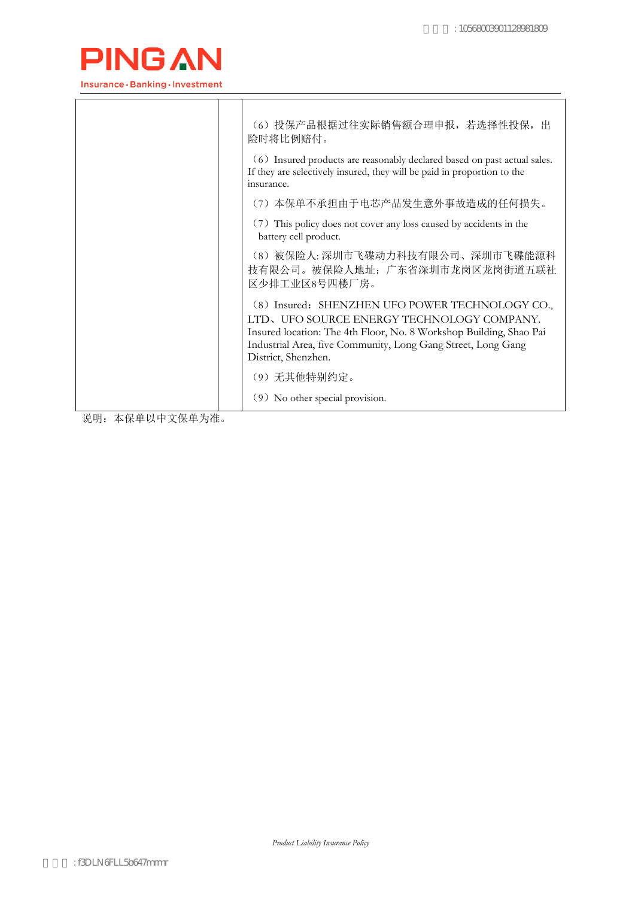| | | |
|---|---|---|
| | | （6）投保产品根据过往实际销售额合理申报，若选择性投保，出险时将比例赔付。<br><br>（6）Insured products are reasonably declared based on past actual sales. If they are selectively insured, they will be paid in proportion to the insurance.<br><br>（7）本保单不承担由于电芯产品发生意外事故造成的任何损失。<br><br>（7）This policy does not cover any loss caused by accidents in the battery cell product.<br><br>（8）被保险人: 深圳市飞碟动力科技有限公司、深圳市飞碟能源科技有限公司。被保险人地址：广东省深圳市龙岗区龙岗街道五联社区少排工业区8号四楼厂房。<br><br>（8）Insured：SHENZHEN UFO POWER TECHNOLOGY CO., LTD、UFO SOURCE ENERGY TECHNOLOGY COMPANY. Insured location: The 4th Floor, No. 8 Workshop Building, Shao Pai Industrial Area, five Community, Long Gang Street, Long Gang District, Shenzhen.<br><br>（9）无其他特别约定。<br><br>（9）No other special provision. |

说明：本保单以中文保单为准。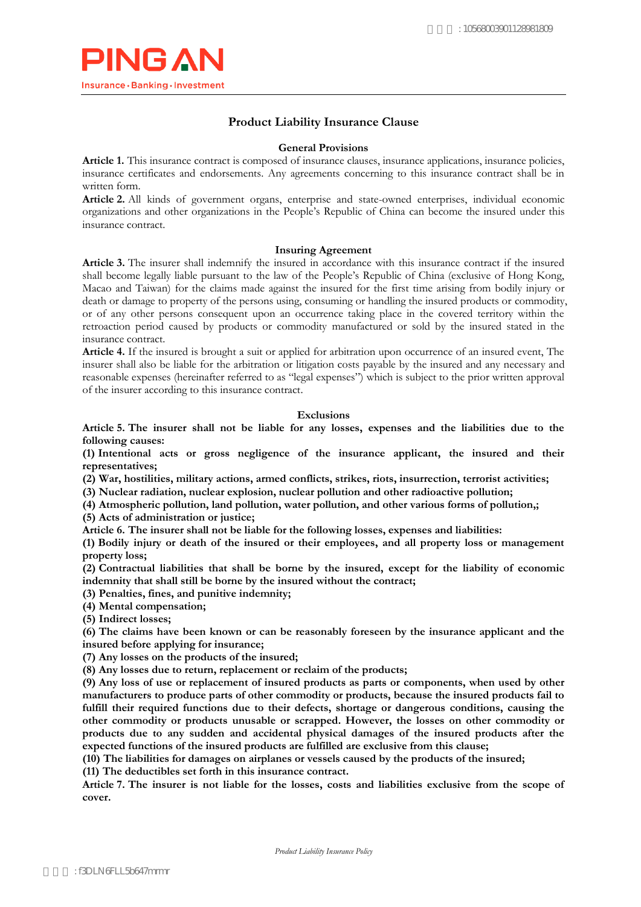# Product Liability Insurance Clause

## General Provisions

**Article 1.** This insurance contract is composed of insurance clauses, insurance applications, insurance policies, insurance certificates and endorsements. Any agreements concerning to this insurance contract shall be in written form.

**Article 2.** All kinds of government organs, enterprise and state-owned enterprises, individual economic organizations and other organizations in the People's Republic of China can become the insured under this insurance contract.

## Insuring Agreement

**Article 3.** The insurer shall indemnify the insured in accordance with this insurance contract if the insured shall become legally liable pursuant to the law of the People's Republic of China (exclusive of Hong Kong, Macao and Taiwan) for the claims made against the insured for the first time arising from bodily injury or death or damage to property of the persons using, consuming or handling the insured products or commodity, or of any other persons consequent upon an occurrence taking place in the covered territory within the retroaction period caused by products or commodity manufactured or sold by the insured stated in the insurance contract.

**Article 4.** If the insured is brought a suit or applied for arbitration upon occurrence of an insured event, The insurer shall also be liable for the arbitration or litigation costs payable by the insured and any necessary and reasonable expenses (hereinafter referred to as "legal expenses") which is subject to the prior written approval of the insurer according to this insurance contract.

## Exclusions

**Article 5. The insurer shall not be liable for any losses, expenses and the liabilities due to the following causes:**

**(1) Intentional acts or gross negligence of the insurance applicant, the insured and their representatives;**

**(2) War, hostilities, military actions, armed conflicts, strikes, riots, insurrection, terrorist activities;**

**(3) Nuclear radiation, nuclear explosion, nuclear pollution and other radioactive pollution;**

**(4) Atmospheric pollution, land pollution, water pollution, and other various forms of pollution,;**

**(5) Acts of administration or justice;**

**Article 6. The insurer shall not be liable for the following losses, expenses and liabilities:**

**(1) Bodily injury or death of the insured or their employees, and all property loss or management property loss;**

**(2) Contractual liabilities that shall be borne by the insured, except for the liability of economic indemnity that shall still be borne by the insured without the contract;**

**(3) Penalties, fines, and punitive indemnity;**

**(4) Mental compensation;**

**(5) Indirect losses;**

**(6) The claims have been known or can be reasonably foreseen by the insurance applicant and the insured before applying for insurance;**

**(7) Any losses on the products of the insured;**

**(8) Any losses due to return, replacement or reclaim of the products;**

**(9) Any loss of use or replacement of insured products as parts or components, when used by other manufacturers to produce parts of other commodity or products, because the insured products fail to fulfill their required functions due to their defects, shortage or dangerous conditions, causing the other commodity or products unusable or scrapped. However, the losses on other commodity or products due to any sudden and accidental physical damages of the insured products after the expected functions of the insured products are fulfilled are exclusive from this clause;**

**(10) The liabilities for damages on airplanes or vessels caused by the products of the insured;**

**(11) The deductibles set forth in this insurance contract.**

**Article 7. The insurer is not liable for the losses, costs and liabilities exclusive from the scope of cover.**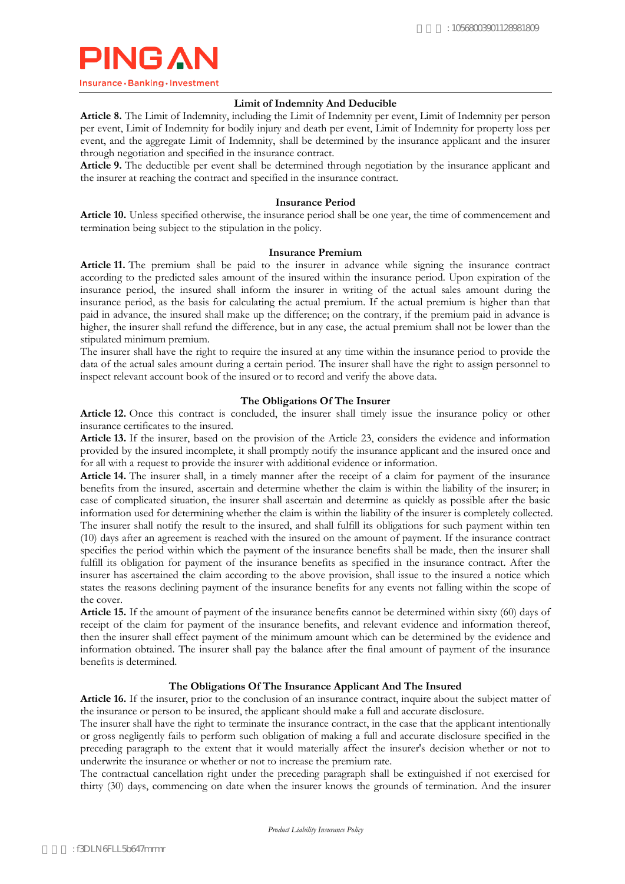## Limit of Indemnity And Deducible

**Article 8.** The Limit of Indemnity, including the Limit of Indemnity per event, Limit of Indemnity per person per event, Limit of Indemnity for bodily injury and death per event, Limit of Indemnity for property loss per event, and the aggregate Limit of Indemnity, shall be determined by the insurance applicant and the insurer through negotiation and specified in the insurance contract.

**Article 9.** The deductible per event shall be determined through negotiation by the insurance applicant and the insurer at reaching the contract and specified in the insurance contract.

## Insurance Period

**Article 10.** Unless specified otherwise, the insurance period shall be one year, the time of commencement and termination being subject to the stipulation in the policy.

## Insurance Premium

**Article 11.** The premium shall be paid to the insurer in advance while signing the insurance contract according to the predicted sales amount of the insured within the insurance period. Upon expiration of the insurance period, the insured shall inform the insurer in writing of the actual sales amount during the insurance period, as the basis for calculating the actual premium. If the actual premium is higher than that paid in advance, the insured shall make up the difference; on the contrary, if the premium paid in advance is higher, the insurer shall refund the difference, but in any case, the actual premium shall not be lower than the stipulated minimum premium.

The insurer shall have the right to require the insured at any time within the insurance period to provide the data of the actual sales amount during a certain period. The insurer shall have the right to assign personnel to inspect relevant account book of the insured or to record and verify the above data.

## The Obligations Of The Insurer

**Article 12.** Once this contract is concluded, the insurer shall timely issue the insurance policy or other insurance certificates to the insured.

**Article 13.** If the insurer, based on the provision of the Article 23, considers the evidence and information provided by the insured incomplete, it shall promptly notify the insurance applicant and the insured once and for all with a request to provide the insurer with additional evidence or information.

**Article 14.** The insurer shall, in a timely manner after the receipt of a claim for payment of the insurance benefits from the insured, ascertain and determine whether the claim is within the liability of the insurer; in case of complicated situation, the insurer shall ascertain and determine as quickly as possible after the basic information used for determining whether the claim is within the liability of the insurer is completely collected. The insurer shall notify the result to the insured, and shall fulfill its obligations for such payment within ten (10) days after an agreement is reached with the insured on the amount of payment. If the insurance contract specifies the period within which the payment of the insurance benefits shall be made, then the insurer shall fulfill its obligation for payment of the insurance benefits as specified in the insurance contract. After the insurer has ascertained the claim according to the above provision, shall issue to the insured a notice which states the reasons declining payment of the insurance benefits for any events not falling within the scope of the cover.

**Article 15.** If the amount of payment of the insurance benefits cannot be determined within sixty (60) days of receipt of the claim for payment of the insurance benefits, and relevant evidence and information thereof, then the insurer shall effect payment of the minimum amount which can be determined by the evidence and information obtained. The insurer shall pay the balance after the final amount of payment of the insurance benefits is determined.

## The Obligations Of The Insurance Applicant And The Insured

**Article 16.** If the insurer, prior to the conclusion of an insurance contract, inquire about the subject matter of the insurance or person to be insured, the applicant should make a full and accurate disclosure.

The insurer shall have the right to terminate the insurance contract, in the case that the applicant intentionally or gross negligently fails to perform such obligation of making a full and accurate disclosure specified in the preceding paragraph to the extent that it would materially affect the insurer's decision whether or not to underwrite the insurance or whether or not to increase the premium rate.

The contractual cancellation right under the preceding paragraph shall be extinguished if not exercised for thirty (30) days, commencing on date when the insurer knows the grounds of termination. And the insurer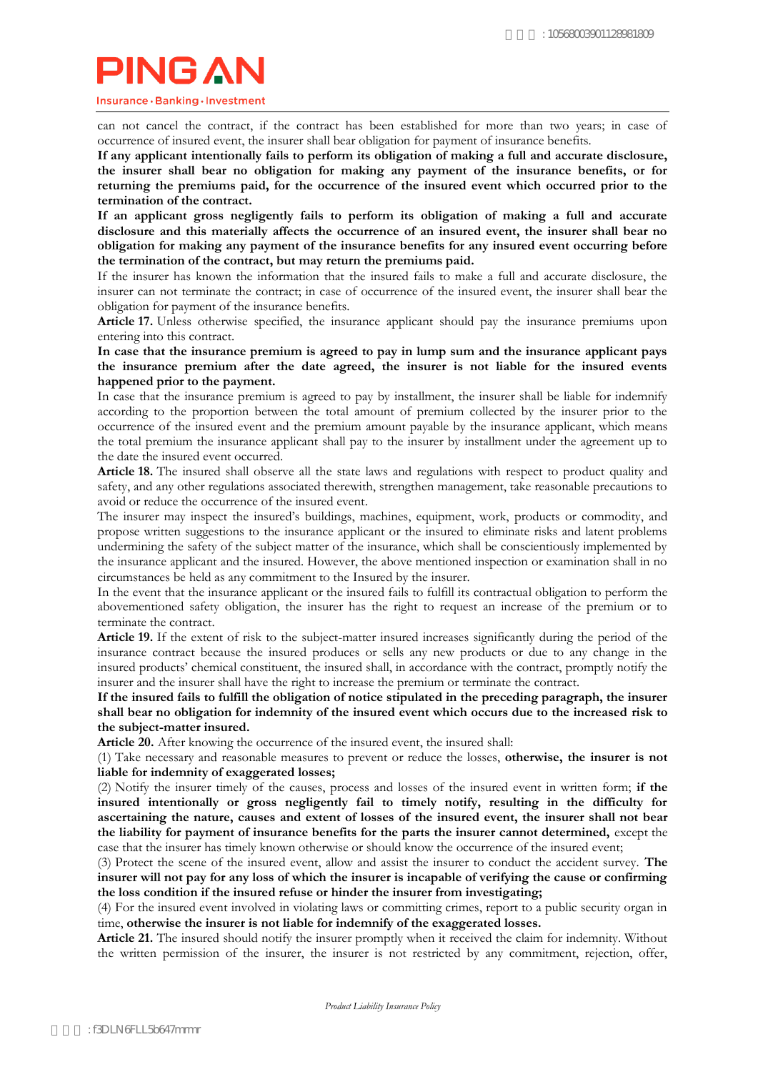can not cancel the contract, if the contract has been established for more than two years; in case of occurrence of insured event, the insurer shall bear obligation for payment of insurance benefits.

**If any applicant intentionally fails to perform its obligation of making a full and accurate disclosure, the insurer shall bear no obligation for making any payment of the insurance benefits, or for returning the premiums paid, for the occurrence of the insured event which occurred prior to the termination of the contract.**

**If an applicant gross negligently fails to perform its obligation of making a full and accurate disclosure and this materially affects the occurrence of an insured event, the insurer shall bear no obligation for making any payment of the insurance benefits for any insured event occurring before the termination of the contract, but may return the premiums paid.**

If the insurer has known the information that the insured fails to make a full and accurate disclosure, the insurer can not terminate the contract; in case of occurrence of the insured event, the insurer shall bear the obligation for payment of the insurance benefits.

**Article 17.** Unless otherwise specified, the insurance applicant should pay the insurance premiums upon entering into this contract.

**In case that the insurance premium is agreed to pay in lump sum and the insurance applicant pays the insurance premium after the date agreed, the insurer is not liable for the insured events happened prior to the payment.**

In case that the insurance premium is agreed to pay by installment, the insurer shall be liable for indemnify according to the proportion between the total amount of premium collected by the insurer prior to the occurrence of the insured event and the premium amount payable by the insurance applicant, which means the total premium the insurance applicant shall pay to the insurer by installment under the agreement up to the date the insured event occurred.

**Article 18.** The insured shall observe all the state laws and regulations with respect to product quality and safety, and any other regulations associated therewith, strengthen management, take reasonable precautions to avoid or reduce the occurrence of the insured event.

The insurer may inspect the insured's buildings, machines, equipment, work, products or commodity, and propose written suggestions to the insurance applicant or the insured to eliminate risks and latent problems undermining the safety of the subject matter of the insurance, which shall be conscientiously implemented by the insurance applicant and the insured. However, the above mentioned inspection or examination shall in no circumstances be held as any commitment to the Insured by the insurer.

In the event that the insurance applicant or the insured fails to fulfill its contractual obligation to perform the abovementioned safety obligation, the insurer has the right to request an increase of the premium or to terminate the contract.

**Article 19.** If the extent of risk to the subject-matter insured increases significantly during the period of the insurance contract because the insured produces or sells any new products or due to any change in the insured products' chemical constituent, the insured shall, in accordance with the contract, promptly notify the insurer and the insurer shall have the right to increase the premium or terminate the contract.

**If the insured fails to fulfill the obligation of notice stipulated in the preceding paragraph, the insurer shall bear no obligation for indemnity of the insured event which occurs due to the increased risk to the subject-matter insured.**

**Article 20.** After knowing the occurrence of the insured event, the insured shall:

(1) Take necessary and reasonable measures to prevent or reduce the losses, **otherwise, the insurer is not liable for indemnity of exaggerated losses;**

(2) Notify the insurer timely of the causes, process and losses of the insured event in written form; **if the insured intentionally or gross negligently fail to timely notify, resulting in the difficulty for ascertaining the nature, causes and extent of losses of the insured event, the insurer shall not bear the liability for payment of insurance benefits for the parts the insurer cannot determined,** except the case that the insurer has timely known otherwise or should know the occurrence of the insured event;

(3) Protect the scene of the insured event, allow and assist the insurer to conduct the accident survey. **The insurer will not pay for any loss of which the insurer is incapable of verifying the cause or confirming the loss condition if the insured refuse or hinder the insurer from investigating;**

(4) For the insured event involved in violating laws or committing crimes, report to a public security organ in time, **otherwise the insurer is not liable for indemnify of the exaggerated losses.**

**Article 21.** The insured should notify the insurer promptly when it received the claim for indemnity. Without the written permission of the insurer, the insurer is not restricted by any commitment, rejection, offer,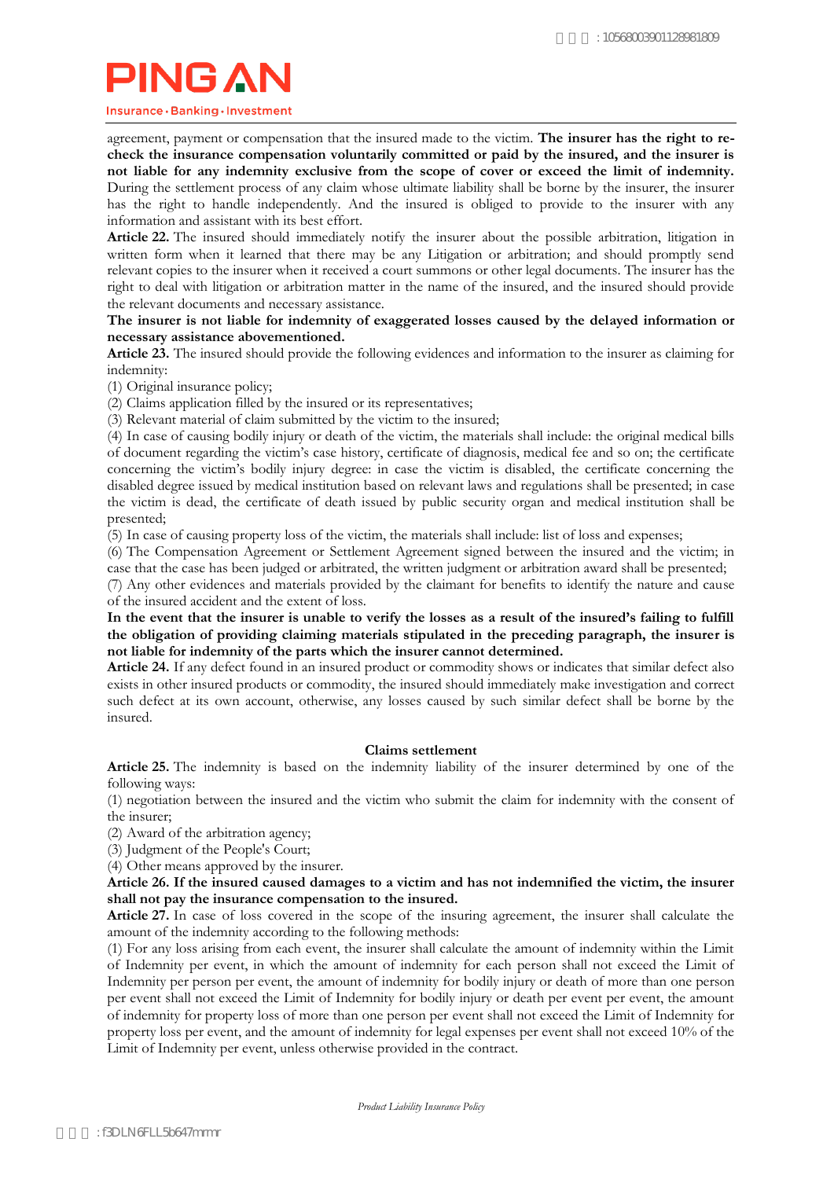agreement, payment or compensation that the insured made to the victim. **The insurer has the right to re-check the insurance compensation voluntarily committed or paid by the insured, and the insurer is not liable for any indemnity exclusive from the scope of cover or exceed the limit of indemnity.** During the settlement process of any claim whose ultimate liability shall be borne by the insurer, the insurer has the right to handle independently. And the insured is obliged to provide to the insurer with any information and assistant with its best effort.

**Article 22.** The insured should immediately notify the insurer about the possible arbitration, litigation in written form when it learned that there may be any Litigation or arbitration; and should promptly send relevant copies to the insurer when it received a court summons or other legal documents. The insurer has the right to deal with litigation or arbitration matter in the name of the insured, and the insured should provide the relevant documents and necessary assistance.

**The insurer is not liable for indemnity of exaggerated losses caused by the delayed information or necessary assistance abovementioned.**

**Article 23.** The insured should provide the following evidences and information to the insurer as claiming for indemnity:

(1) Original insurance policy;

(2) Claims application filled by the insured or its representatives;

(3) Relevant material of claim submitted by the victim to the insured;

(4) In case of causing bodily injury or death of the victim, the materials shall include: the original medical bills of document regarding the victim's case history, certificate of diagnosis, medical fee and so on; the certificate concerning the victim's bodily injury degree: in case the victim is disabled, the certificate concerning the disabled degree issued by medical institution based on relevant laws and regulations shall be presented; in case the victim is dead, the certificate of death issued by public security organ and medical institution shall be presented;

(5) In case of causing property loss of the victim, the materials shall include: list of loss and expenses;

(6) The Compensation Agreement or Settlement Agreement signed between the insured and the victim; in case that the case has been judged or arbitrated, the written judgment or arbitration award shall be presented;

(7) Any other evidences and materials provided by the claimant for benefits to identify the nature and cause of the insured accident and the extent of loss.

**In the event that the insurer is unable to verify the losses as a result of the insured's failing to fulfill the obligation of providing claiming materials stipulated in the preceding paragraph, the insurer is not liable for indemnity of the parts which the insurer cannot determined.**

**Article 24.** If any defect found in an insured product or commodity shows or indicates that similar defect also exists in other insured products or commodity, the insured should immediately make investigation and correct such defect at its own account, otherwise, any losses caused by such similar defect shall be borne by the insured.

## Claims settlement

**Article 25.** The indemnity is based on the indemnity liability of the insurer determined by one of the following ways:

(1) negotiation between the insured and the victim who submit the claim for indemnity with the consent of the insurer;

(2) Award of the arbitration agency;

(3) Judgment of the People's Court;

(4) Other means approved by the insurer.

**Article 26. If the insured caused damages to a victim and has not indemnified the victim, the insurer shall not pay the insurance compensation to the insured.**

**Article 27.** In case of loss covered in the scope of the insuring agreement, the insurer shall calculate the amount of the indemnity according to the following methods:

(1) For any loss arising from each event, the insurer shall calculate the amount of indemnity within the Limit of Indemnity per event, in which the amount of indemnity for each person shall not exceed the Limit of Indemnity per person per event, the amount of indemnity for bodily injury or death of more than one person per event shall not exceed the Limit of Indemnity for bodily injury or death per event, the amount of indemnity for property loss of more than one person per event shall not exceed the Limit of Indemnity for property loss per event, and the amount of indemnity for legal expenses per event shall not exceed 10% of the Limit of Indemnity per event, unless otherwise provided in the contract.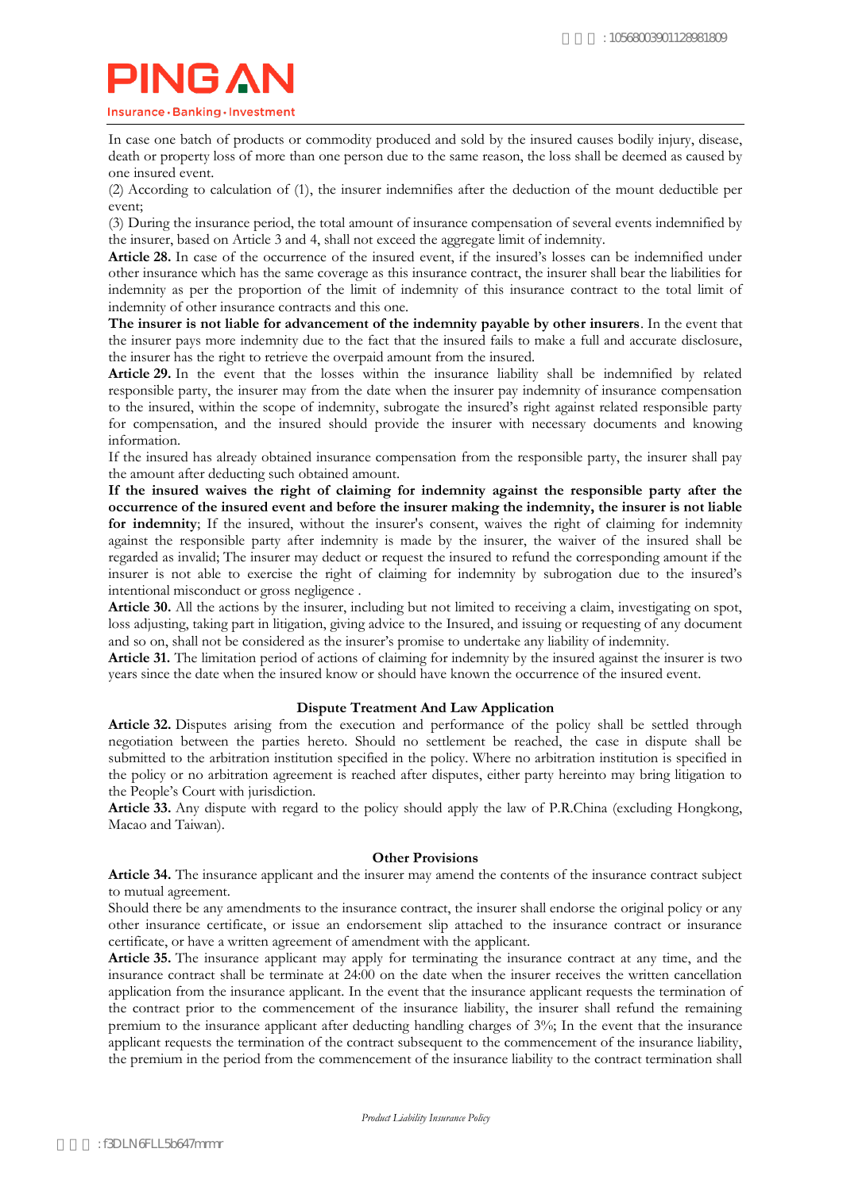In case one batch of products or commodity produced and sold by the insured causes bodily injury, disease, death or property loss of more than one person due to the same reason, the loss shall be deemed as caused by one insured event.

(2) According to calculation of (1), the insurer indemnifies after the deduction of the mount deductible per event;

(3) During the insurance period, the total amount of insurance compensation of several events indemnified by the insurer, based on Article 3 and 4, shall not exceed the aggregate limit of indemnity.

**Article 28.** In case of the occurrence of the insured event, if the insured's losses can be indemnified under other insurance which has the same coverage as this insurance contract, the insurer shall bear the liabilities for indemnity as per the proportion of the limit of indemnity of this insurance contract to the total limit of indemnity of other insurance contracts and this one.

**The insurer is not liable for advancement of the indemnity payable by other insurers**. In the event that the insurer pays more indemnity due to the fact that the insured fails to make a full and accurate disclosure, the insurer has the right to retrieve the overpaid amount from the insured.

**Article 29.** In the event that the losses within the insurance liability shall be indemnified by related responsible party, the insurer may from the date when the insurer pay indemnity of insurance compensation to the insured, within the scope of indemnity, subrogate the insured's right against related responsible party for compensation, and the insured should provide the insurer with necessary documents and knowing information.

If the insured has already obtained insurance compensation from the responsible party, the insurer shall pay the amount after deducting such obtained amount.

**If the insured waives the right of claiming for indemnity against the responsible party after the occurrence of the insured event and before the insurer making the indemnity, the insurer is not liable for indemnity**; If the insured, without the insurer's consent, waives the right of claiming for indemnity against the responsible party after indemnity is made by the insurer, the waiver of the insured shall be regarded as invalid; The insurer may deduct or request the insured to refund the corresponding amount if the insurer is not able to exercise the right of claiming for indemnity by subrogation due to the insured's intentional misconduct or gross negligence .

**Article 30.** All the actions by the insurer, including but not limited to receiving a claim, investigating on spot, loss adjusting, taking part in litigation, giving advice to the Insured, and issuing or requesting of any document and so on, shall not be considered as the insurer's promise to undertake any liability of indemnity.

**Article 31.** The limitation period of actions of claiming for indemnity by the insured against the insurer is two years since the date when the insured know or should have known the occurrence of the insured event.

## Dispute Treatment And Law Application

**Article 32.** Disputes arising from the execution and performance of the policy shall be settled through negotiation between the parties hereto. Should no settlement be reached, the case in dispute shall be submitted to the arbitration institution specified in the policy. Where no arbitration institution is specified in the policy or no arbitration agreement is reached after disputes, either party hereinto may bring litigation to the People's Court with jurisdiction.

**Article 33.** Any dispute with regard to the policy should apply the law of P.R.China (excluding Hongkong, Macao and Taiwan).

## Other Provisions

**Article 34.** The insurance applicant and the insurer may amend the contents of the insurance contract subject to mutual agreement.

Should there be any amendments to the insurance contract, the insurer shall endorse the original policy or any other insurance certificate, or issue an endorsement slip attached to the insurance contract or insurance certificate, or have a written agreement of amendment with the applicant.

**Article 35.** The insurance applicant may apply for terminating the insurance contract at any time, and the insurance contract shall be terminate at 24:00 on the date when the insurer receives the written cancellation application from the insurance applicant. In the event that the insurance applicant requests the termination of the contract prior to the commencement of the insurance liability, the insurer shall refund the remaining premium to the insurance applicant after deducting handling charges of 3%; In the event that the insurance applicant requests the termination of the contract subsequent to the commencement of the insurance liability, the premium in the period from the commencement of the insurance liability to the contract termination shall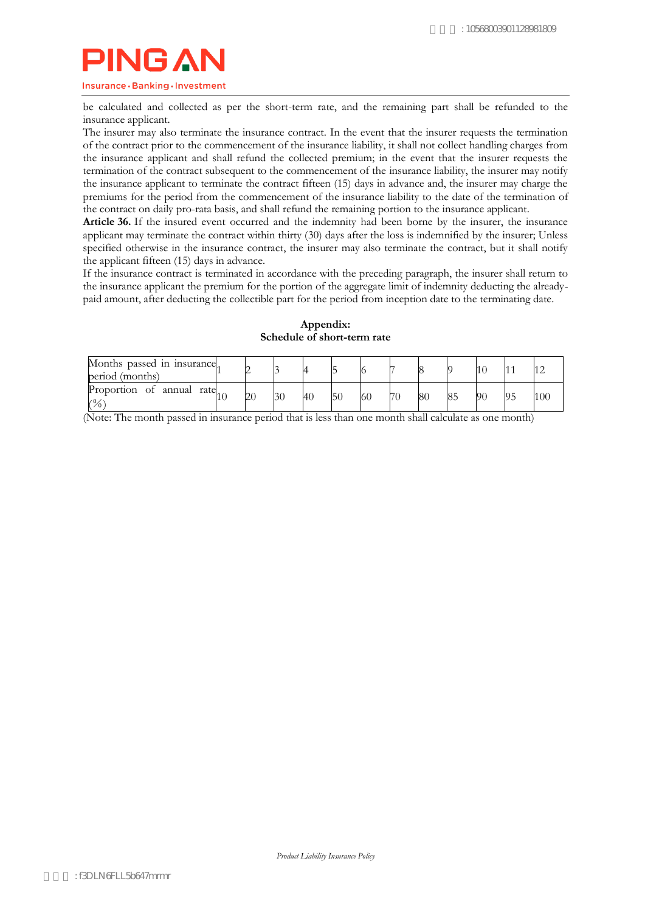be calculated and collected as per the short-term rate, and the remaining part shall be refunded to the insurance applicant.

The insurer may also terminate the insurance contract. In the event that the insurer requests the termination of the contract prior to the commencement of the insurance liability, it shall not collect handling charges from the insurance applicant and shall refund the collected premium; in the event that the insurer requests the termination of the contract subsequent to the commencement of the insurance liability, the insurer may notify the insurance applicant to terminate the contract fifteen (15) days in advance and, the insurer may charge the premiums for the period from the commencement of the insurance liability to the date of the termination of the contract on daily pro-rata basis, and shall refund the remaining portion to the insurance applicant.

**Article 36.** If the insured event occurred and the indemnity had been borne by the insurer, the insurance applicant may terminate the contract within thirty (30) days after the loss is indemnified by the insurer; Unless specified otherwise in the insurance contract, the insurer may also terminate the contract, but it shall notify the applicant fifteen (15) days in advance.

If the insurance contract is terminated in accordance with the preceding paragraph, the insurer shall return to the insurance applicant the premium for the portion of the aggregate limit of indemnity deducting the already-paid amount, after deducting the collectible part for the period from inception date to the terminating date.

**Appendix:**
**Schedule of short-term rate**

| Months passed in insurance period (months) | 1 | 2 | 3 | 4 | 5 | 6 | 7 | 8 | 9 | 10 | 11 | 12 |
|---|---|---|---|---|---|---|---|---|---|---|---|---|
| Proportion of annual rate (%) | 10 | 20 | 30 | 40 | 50 | 60 | 70 | 80 | 85 | 90 | 95 | 100 |

(Note: The month passed in insurance period that is less than one month shall calculate as one month)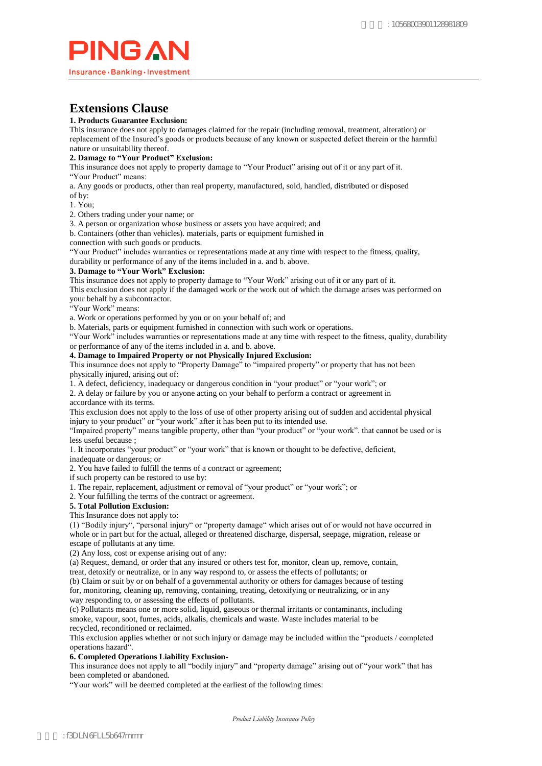# Extensions Clause

**1. Products Guarantee Exclusion:**

This insurance does not apply to damages claimed for the repair (including removal, treatment, alteration) or replacement of the Insured's goods or products because of any known or suspected defect therein or the harmful nature or unsuitability thereof.

**2. Damage to "Your Product" Exclusion:**

This insurance does not apply to property damage to "Your Product" arising out of it or any part of it.

"Your Product" means:

a. Any goods or products, other than real property, manufactured, sold, handled, distributed or disposed of by:

1. You;
2. Others trading under your name; or
3. A person or organization whose business or assets you have acquired; and

b. Containers (other than vehicles). materials, parts or equipment furnished in connection with such goods or products.

"Your Product" includes warranties or representations made at any time with respect to the fitness, quality, durability or performance of any of the items included in a. and b. above.

**3. Damage to "Your Work" Exclusion:**

This insurance does not apply to property damage to "Your Work" arising out of it or any part of it.

This exclusion does not apply if the damaged work or the work out of which the damage arises was performed on your behalf by a subcontractor.

"Your Work" means:

a. Work or operations performed by you or on your behalf of; and

b. Materials, parts or equipment furnished in connection with such work or operations.

"Your Work" includes warranties or representations made at any time with respect to the fitness, quality, durability or performance of any of the items included in a. and b. above.

**4. Damage to Impaired Property or not Physically Injured Exclusion:**

This insurance does not apply to "Property Damage" to "impaired property" or property that has not been physically injured, arising out of:

1. A defect, deficiency, inadequacy or dangerous condition in "your product" or "your work"; or
2. A delay or failure by you or anyone acting on your behalf to perform a contract or agreement in accordance with its terms.

This exclusion does not apply to the loss of use of other property arising out of sudden and accidental physical injury to your product" or "your work" after it has been put to its intended use.

"Impaired property" means tangible property, other than "your product" or "your work". that cannot be used or is less useful because ;

1. It incorporates "your product" or "your work" that is known or thought to be defective, deficient, inadequate or dangerous; or
2. You have failed to fulfill the terms of a contract or agreement;

if such property can be restored to use by:

1. The repair, replacement, adjustment or removal of "your product" or "your work"; or
2. Your fulfilling the terms of the contract or agreement.

**5. Total Pollution Exclusion:**

This Insurance does not apply to:

(1) "Bodily injury", "personal injury" or "property damage" which arises out of or would not have occurred in whole or in part but for the actual, alleged or threatened discharge, dispersal, seepage, migration, release or escape of pollutants at any time.

(2) Any loss, cost or expense arising out of any:

(a) Request, demand, or order that any insured or others test for, monitor, clean up, remove, contain, treat, detoxify or neutralize, or in any way respond to, or assess the effects of pollutants; or

(b) Claim or suit by or on behalf of a governmental authority or others for damages because of testing for, monitoring, cleaning up, removing, containing, treating, detoxifying or neutralizing, or in any way responding to, or assessing the effects of pollutants.

(c) Pollutants means one or more solid, liquid, gaseous or thermal irritants or contaminants, including smoke, vapour, soot, fumes, acids, alkalis, chemicals and waste. Waste includes material to be recycled, reconditioned or reclaimed.

This exclusion applies whether or not such injury or damage may be included within the "products / completed operations hazard".

**6. Completed Operations Liability Exclusion-**

This insurance does not apply to all "bodily injury" and "property damage" arising out of "your work" that has been completed or abandoned.

"Your work" will be deemed completed at the earliest of the following times: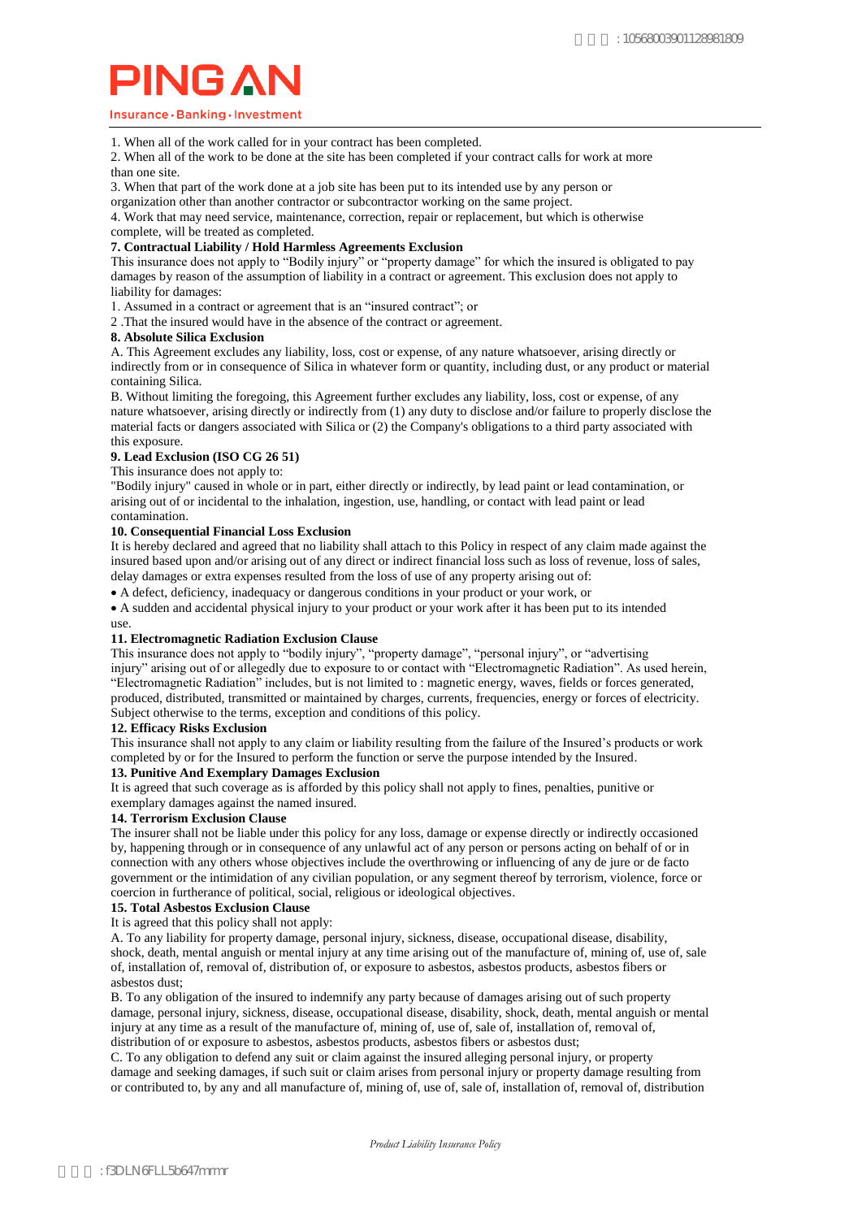1. When all of the work called for in your contract has been completed.
2. When all of the work to be done at the site has been completed if your contract calls for work at more than one site.
3. When that part of the work done at a job site has been put to its intended use by any person or organization other than another contractor or subcontractor working on the same project.
4. Work that may need service, maintenance, correction, repair or replacement, but which is otherwise complete, will be treated as completed.

**7. Contractual Liability / Hold Harmless Agreements Exclusion**

This insurance does not apply to "Bodily injury" or "property damage" for which the insured is obligated to pay damages by reason of the assumption of liability in a contract or agreement. This exclusion does not apply to liability for damages:

1. Assumed in a contract or agreement that is an "insured contract"; or
2 .That the insured would have in the absence of the contract or agreement.

**8. Absolute Silica Exclusion**

A. This Agreement excludes any liability, loss, cost or expense, of any nature whatsoever, arising directly or indirectly from or in consequence of Silica in whatever form or quantity, including dust, or any product or material containing Silica.

B. Without limiting the foregoing, this Agreement further excludes any liability, loss, cost or expense, of any nature whatsoever, arising directly or indirectly from (1) any duty to disclose and/or failure to properly disclose the material facts or dangers associated with Silica or (2) the Company's obligations to a third party associated with this exposure.

**9. Lead Exclusion (ISO CG 26 51)**

This insurance does not apply to:

"Bodily injury" caused in whole or in part, either directly or indirectly, by lead paint or lead contamination, or arising out of or incidental to the inhalation, ingestion, use, handling, or contact with lead paint or lead contamination.

**10. Consequential Financial Loss Exclusion**

It is hereby declared and agreed that no liability shall attach to this Policy in respect of any claim made against the insured based upon and/or arising out of any direct or indirect financial loss such as loss of revenue, loss of sales, delay damages or extra expenses resulted from the loss of use of any property arising out of:

- A defect, deficiency, inadequacy or dangerous conditions in your product or your work, or
- A sudden and accidental physical injury to your product or your work after it has been put to its intended use.

**11. Electromagnetic Radiation Exclusion Clause**

This insurance does not apply to "bodily injury", "property damage", "personal injury", or "advertising injury" arising out of or allegedly due to exposure to or contact with "Electromagnetic Radiation". As used herein, "Electromagnetic Radiation" includes, but is not limited to : magnetic energy, waves, fields or forces generated, produced, distributed, transmitted or maintained by charges, currents, frequencies, energy or forces of electricity. Subject otherwise to the terms, exception and conditions of this policy.

**12. Efficacy Risks Exclusion**

This insurance shall not apply to any claim or liability resulting from the failure of the Insured's products or work completed by or for the Insured to perform the function or serve the purpose intended by the Insured.

**13. Punitive And Exemplary Damages Exclusion**

It is agreed that such coverage as is afforded by this policy shall not apply to fines, penalties, punitive or exemplary damages against the named insured.

**14. Terrorism Exclusion Clause**

The insurer shall not be liable under this policy for any loss, damage or expense directly or indirectly occasioned by, happening through or in consequence of any unlawful act of any person or persons acting on behalf of or in connection with any others whose objectives include the overthrowing or influencing of any de jure or de facto government or the intimidation of any civilian population, or any segment thereof by terrorism, violence, force or coercion in furtherance of political, social, religious or ideological objectives.

**15. Total Asbestos Exclusion Clause**

It is agreed that this policy shall not apply:

A. To any liability for property damage, personal injury, sickness, disease, occupational disease, disability, shock, death, mental anguish or mental injury at any time arising out of the manufacture of, mining of, use of, sale of, installation of, removal of, distribution of, or exposure to asbestos, asbestos products, asbestos fibers or asbestos dust;

B. To any obligation of the insured to indemnify any party because of damages arising out of such property damage, personal injury, sickness, disease, occupational disease, disability, shock, death, mental anguish or mental injury at any time as a result of the manufacture of, mining of, use of, sale of, installation of, removal of, distribution of or exposure to asbestos, asbestos products, asbestos fibers or asbestos dust;

C. To any obligation to defend any suit or claim against the insured alleging personal injury, or property damage and seeking damages, if such suit or claim arises from personal injury or property damage resulting from or contributed to, by any and all manufacture of, mining of, use of, sale of, installation of, removal of, distribution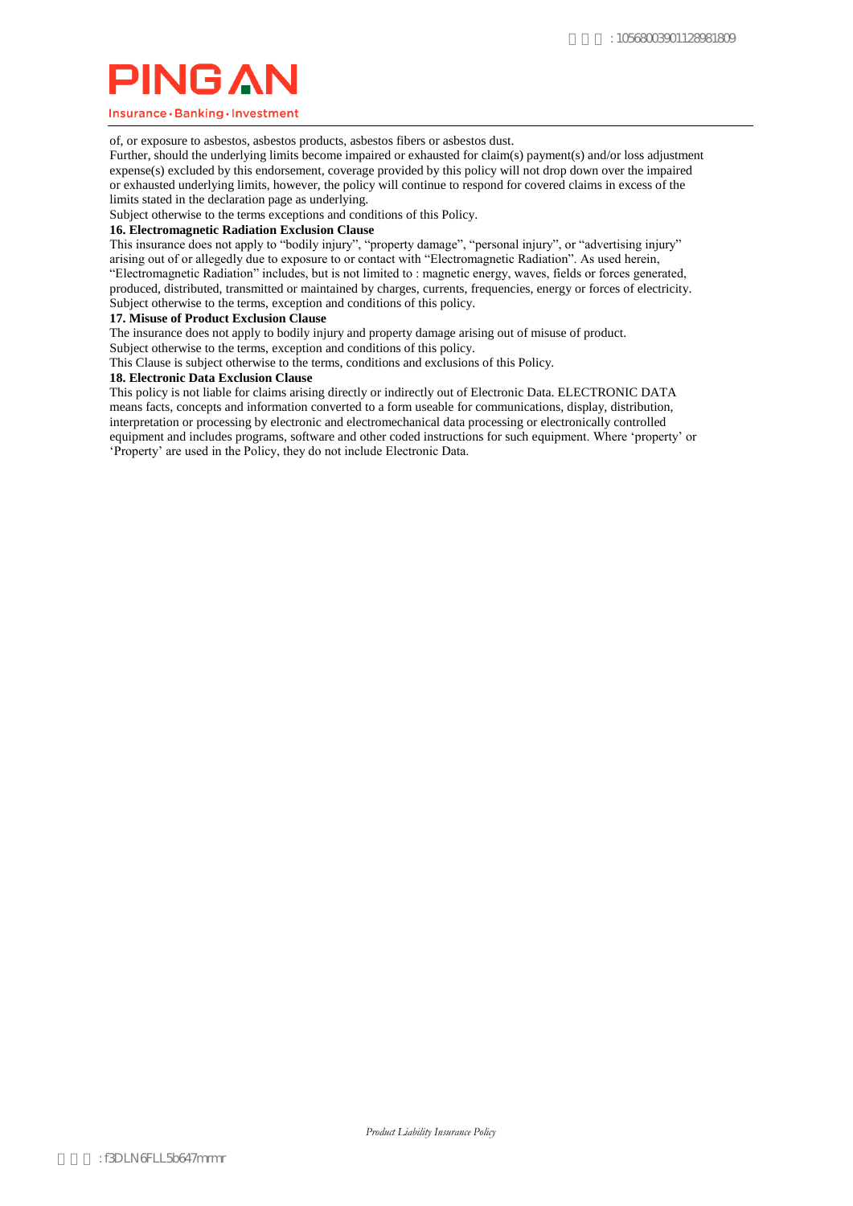of, or exposure to asbestos, asbestos products, asbestos fibers or asbestos dust.

Further, should the underlying limits become impaired or exhausted for claim(s) payment(s) and/or loss adjustment expense(s) excluded by this endorsement, coverage provided by this policy will not drop down over the impaired or exhausted underlying limits, however, the policy will continue to respond for covered claims in excess of the limits stated in the declaration page as underlying.

Subject otherwise to the terms exceptions and conditions of this Policy.

**16. Electromagnetic Radiation Exclusion Clause**

This insurance does not apply to "bodily injury", "property damage", "personal injury", or "advertising injury" arising out of or allegedly due to exposure to or contact with "Electromagnetic Radiation". As used herein, "Electromagnetic Radiation" includes, but is not limited to : magnetic energy, waves, fields or forces generated, produced, distributed, transmitted or maintained by charges, currents, frequencies, energy or forces of electricity.

Subject otherwise to the terms, exception and conditions of this policy.

**17. Misuse of Product Exclusion Clause**

The insurance does not apply to bodily injury and property damage arising out of misuse of product.

Subject otherwise to the terms, exception and conditions of this policy.

This Clause is subject otherwise to the terms, conditions and exclusions of this Policy.

**18. Electronic Data Exclusion Clause**

This policy is not liable for claims arising directly or indirectly out of Electronic Data. ELECTRONIC DATA means facts, concepts and information converted to a form useable for communications, display, distribution, interpretation or processing by electronic and electromechanical data processing or electronically controlled equipment and includes programs, software and other coded instructions for such equipment. Where 'property' or 'Property' are used in the Policy, they do not include Electronic Data.